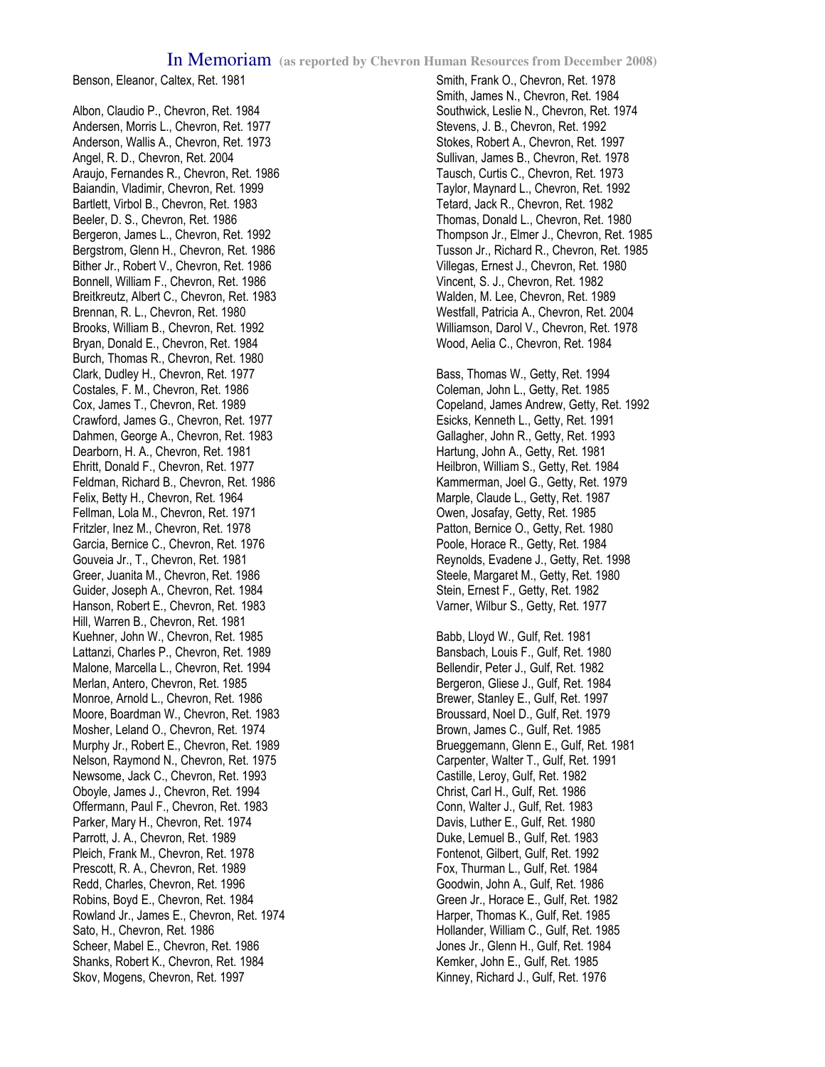# In Memoriam (as reported by Chevron Human Resources from December 2008)

Benson, Eleanor, Caltex, Ret. 1981

Albon, Claudio P., Chevron, Ret. 1984
Andersen, Morris L., Chevron, Ret. 1977
Anderson, Wallis A., Chevron, Ret. 1973
Angel, R. D., Chevron, Ret. 2004
Araujo, Fernandes R., Chevron, Ret. 1986
Baiandin, Vladimir, Chevron, Ret. 1999
Bartlett, Virbol B., Chevron, Ret. 1983
Beeler, D. S., Chevron, Ret. 1986
Bergeron, James L., Chevron, Ret. 1992
Bergstrom, Glenn H., Chevron, Ret. 1986
Bither Jr., Robert V., Chevron, Ret. 1986
Bonnell, William F., Chevron, Ret. 1986
Breitkreutz, Albert C., Chevron, Ret. 1983
Brennan, R. L., Chevron, Ret. 1980
Brooks, William B., Chevron, Ret. 1992
Bryan, Donald E., Chevron, Ret. 1984
Burch, Thomas R., Chevron, Ret. 1980
Clark, Dudley H., Chevron, Ret. 1977
Costales, F. M., Chevron, Ret. 1986
Cox, James T., Chevron, Ret. 1989
Crawford, James G., Chevron, Ret. 1977
Dahmen, George A., Chevron, Ret. 1983
Dearborn, H. A., Chevron, Ret. 1981
Ehritt, Donald F., Chevron, Ret. 1977
Feldman, Richard B., Chevron, Ret. 1986
Felix, Betty H., Chevron, Ret. 1964
Fellman, Lola M., Chevron, Ret. 1971
Fritzler, Inez M., Chevron, Ret. 1978
Garcia, Bernice C., Chevron, Ret. 1976
Gouveia Jr., T., Chevron, Ret. 1981
Greer, Juanita M., Chevron, Ret. 1986
Guider, Joseph A., Chevron, Ret. 1984
Hanson, Robert E., Chevron, Ret. 1983
Hill, Warren B., Chevron, Ret. 1981
Kuehner, John W., Chevron, Ret. 1985
Lattanzi, Charles P., Chevron, Ret. 1989
Malone, Marcella L., Chevron, Ret. 1994
Merlan, Antero, Chevron, Ret. 1985
Monroe, Arnold L., Chevron, Ret. 1986
Moore, Boardman W., Chevron, Ret. 1983
Mosher, Leland O., Chevron, Ret. 1974
Murphy Jr., Robert E., Chevron, Ret. 1989
Nelson, Raymond N., Chevron, Ret. 1975
Newsome, Jack C., Chevron, Ret. 1993
Oboyle, James J., Chevron, Ret. 1994
Offermann, Paul F., Chevron, Ret. 1983
Parker, Mary H., Chevron, Ret. 1974
Parrott, J. A., Chevron, Ret. 1989
Pleich, Frank M., Chevron, Ret. 1978
Prescott, R. A., Chevron, Ret. 1989
Redd, Charles, Chevron, Ret. 1996
Robins, Boyd E., Chevron, Ret. 1984
Rowland Jr., James E., Chevron, Ret. 1974
Sato, H., Chevron, Ret. 1986
Scheer, Mabel E., Chevron, Ret. 1986
Shanks, Robert K., Chevron, Ret. 1984
Skov, Mogens, Chevron, Ret. 1997
Smith, Frank O., Chevron, Ret. 1978
Smith, James N., Chevron, Ret. 1984
Southwick, Leslie N., Chevron, Ret. 1974
Stevens, J. B., Chevron, Ret. 1992
Stokes, Robert A., Chevron, Ret. 1997
Sullivan, James B., Chevron, Ret. 1978
Tausch, Curtis C., Chevron, Ret. 1973
Taylor, Maynard L., Chevron, Ret. 1992
Tetard, Jack R., Chevron, Ret. 1982
Thomas, Donald L., Chevron, Ret. 1980
Thompson Jr., Elmer J., Chevron, Ret. 1985
Tusson Jr., Richard R., Chevron, Ret. 1985
Villegas, Ernest J., Chevron, Ret. 1980
Vincent, S. J., Chevron, Ret. 1982
Walden, M. Lee, Chevron, Ret. 1989
Westfall, Patricia A., Chevron, Ret. 2004
Williamson, Darol V., Chevron, Ret. 1978
Wood, Aelia C., Chevron, Ret. 1984

Bass, Thomas W., Getty, Ret. 1994
Coleman, John L., Getty, Ret. 1985
Copeland, James Andrew, Getty, Ret. 1992
Esicks, Kenneth L., Getty, Ret. 1991
Gallagher, John R., Getty, Ret. 1993
Hartung, John A., Getty, Ret. 1981
Heilbron, William S., Getty, Ret. 1984
Kammerman, Joel G., Getty, Ret. 1979
Marple, Claude L., Getty, Ret. 1987
Owen, Josafay, Getty, Ret. 1985
Patton, Bernice O., Getty, Ret. 1980
Poole, Horace R., Getty, Ret. 1984
Reynolds, Evadene J., Getty, Ret. 1998
Steele, Margaret M., Getty, Ret. 1980
Stein, Ernest F., Getty, Ret. 1982
Varner, Wilbur S., Getty, Ret. 1977

Babb, Lloyd W., Gulf, Ret. 1981
Bansbach, Louis F., Gulf, Ret. 1980
Bellendir, Peter J., Gulf, Ret. 1982
Bergeron, Gliese J., Gulf, Ret. 1984
Brewer, Stanley E., Gulf, Ret. 1997
Broussard, Noel D., Gulf, Ret. 1979
Brown, James C., Gulf, Ret. 1985
Brueggemann, Glenn E., Gulf, Ret. 1981
Carpenter, Walter T., Gulf, Ret. 1991
Castille, Leroy, Gulf, Ret. 1982
Christ, Carl H., Gulf, Ret. 1986
Conn, Walter J., Gulf, Ret. 1983
Davis, Luther E., Gulf, Ret. 1980
Duke, Lemuel B., Gulf, Ret. 1983
Fontenot, Gilbert, Gulf, Ret. 1992
Fox, Thurman L., Gulf, Ret. 1984
Goodwin, John A., Gulf, Ret. 1986
Green Jr., Horace E., Gulf, Ret. 1982
Harper, Thomas K., Gulf, Ret. 1985
Hollander, William C., Gulf, Ret. 1985
Jones Jr., Glenn H., Gulf, Ret. 1984
Kemker, John E., Gulf, Ret. 1985
Kinney, Richard J., Gulf, Ret. 1976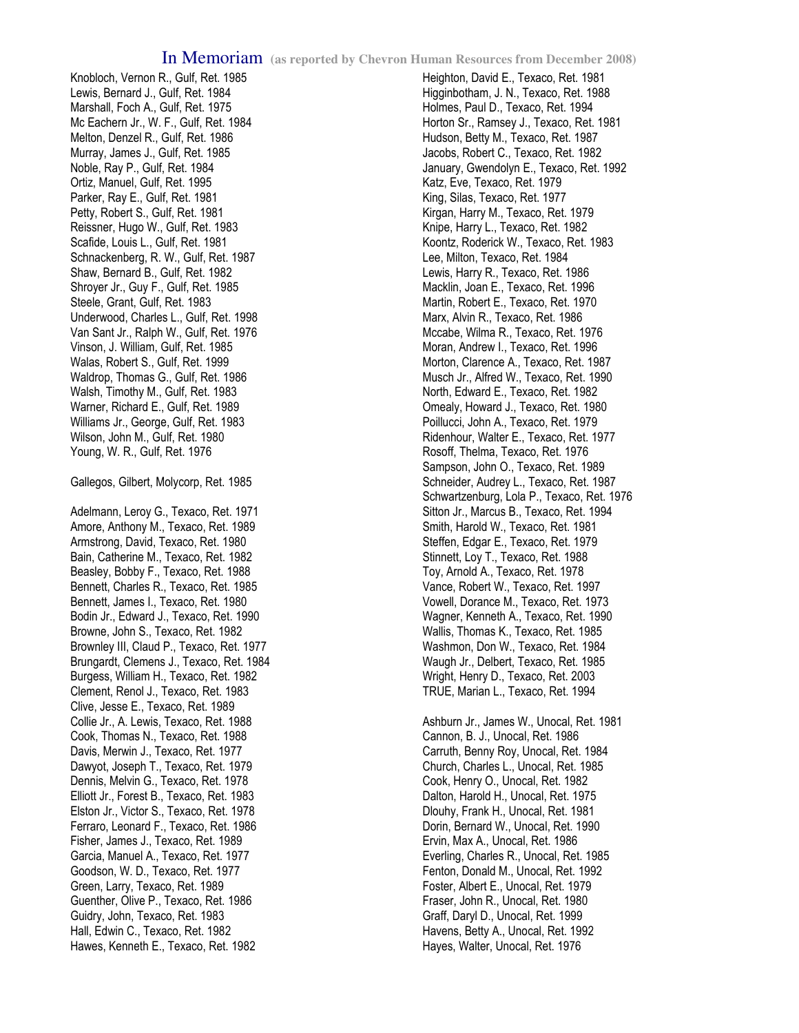## In Memoriam (as reported by Chevron Human Resources from December 2008)

Knobloch, Vernon R., Gulf, Ret. 1985
Lewis, Bernard J., Gulf, Ret. 1984
Marshall, Foch A., Gulf, Ret. 1975
Mc Eachern Jr., W. F., Gulf, Ret. 1984
Melton, Denzel R., Gulf, Ret. 1986
Murray, James J., Gulf, Ret. 1985
Noble, Ray P., Gulf, Ret. 1984
Ortiz, Manuel, Gulf, Ret. 1995
Parker, Ray E., Gulf, Ret. 1981
Petty, Robert S., Gulf, Ret. 1981
Reissner, Hugo W., Gulf, Ret. 1983
Scafide, Louis L., Gulf, Ret. 1981
Schnackenberg, R. W., Gulf, Ret. 1987
Shaw, Bernard B., Gulf, Ret. 1982
Shroyer Jr., Guy F., Gulf, Ret. 1985
Steele, Grant, Gulf, Ret. 1983
Underwood, Charles L., Gulf, Ret. 1998
Van Sant Jr., Ralph W., Gulf, Ret. 1976
Vinson, J. William, Gulf, Ret. 1985
Walas, Robert S., Gulf, Ret. 1999
Waldrop, Thomas G., Gulf, Ret. 1986
Walsh, Timothy M., Gulf, Ret. 1983
Warner, Richard E., Gulf, Ret. 1989
Williams Jr., George, Gulf, Ret. 1983
Wilson, John M., Gulf, Ret. 1980
Young, W. R., Gulf, Ret. 1976

Gallegos, Gilbert, Molycorp, Ret. 1985

Adelmann, Leroy G., Texaco, Ret. 1971
Amore, Anthony M., Texaco, Ret. 1989
Armstrong, David, Texaco, Ret. 1980
Bain, Catherine M., Texaco, Ret. 1982
Beasley, Bobby F., Texaco, Ret. 1988
Bennett, Charles R., Texaco, Ret. 1985
Bennett, James I., Texaco, Ret. 1980
Bodin Jr., Edward J., Texaco, Ret. 1990
Browne, John S., Texaco, Ret. 1982
Brownley III, Claud P., Texaco, Ret. 1977
Brungardt, Clemens J., Texaco, Ret. 1984
Burgess, William H., Texaco, Ret. 1982
Clement, Renol J., Texaco, Ret. 1983
Clive, Jesse E., Texaco, Ret. 1989
Collie Jr., A. Lewis, Texaco, Ret. 1988
Cook, Thomas N., Texaco, Ret. 1988
Davis, Merwin J., Texaco, Ret. 1977
Dawyot, Joseph T., Texaco, Ret. 1979
Dennis, Melvin G., Texaco, Ret. 1978
Elliott Jr., Forest B., Texaco, Ret. 1983
Elston Jr., Victor S., Texaco, Ret. 1978
Ferraro, Leonard F., Texaco, Ret. 1986
Fisher, James J., Texaco, Ret. 1989
Garcia, Manuel A., Texaco, Ret. 1977
Goodson, W. D., Texaco, Ret. 1977
Green, Larry, Texaco, Ret. 1989
Guenther, Olive P., Texaco, Ret. 1986
Guidry, John, Texaco, Ret. 1983
Hall, Edwin C., Texaco, Ret. 1982
Hawes, Kenneth E., Texaco, Ret. 1982
Heighton, David E., Texaco, Ret. 1981
Higginbotham, J. N., Texaco, Ret. 1988
Holmes, Paul D., Texaco, Ret. 1994
Horton Sr., Ramsey J., Texaco, Ret. 1981
Hudson, Betty M., Texaco, Ret. 1987
Jacobs, Robert C., Texaco, Ret. 1982
January, Gwendolyn E., Texaco, Ret. 1992
Katz, Eve, Texaco, Ret. 1979
King, Silas, Texaco, Ret. 1977
Kirgan, Harry M., Texaco, Ret. 1979
Knipe, Harry L., Texaco, Ret. 1982
Koontz, Roderick W., Texaco, Ret. 1983
Lee, Milton, Texaco, Ret. 1984
Lewis, Harry R., Texaco, Ret. 1986
Macklin, Joan E., Texaco, Ret. 1996
Martin, Robert E., Texaco, Ret. 1970
Marx, Alvin R., Texaco, Ret. 1986
Mccabe, Wilma R., Texaco, Ret. 1976
Moran, Andrew I., Texaco, Ret. 1996
Morton, Clarence A., Texaco, Ret. 1987
Musch Jr., Alfred W., Texaco, Ret. 1990
North, Edward E., Texaco, Ret. 1982
Omealy, Howard J., Texaco, Ret. 1980
Poillucci, John A., Texaco, Ret. 1979
Ridenhour, Walter E., Texaco, Ret. 1977
Rosoff, Thelma, Texaco, Ret. 1976
Sampson, John O., Texaco, Ret. 1989
Schneider, Audrey L., Texaco, Ret. 1987
Schwartzenburg, Lola P., Texaco, Ret. 1976
Sitton Jr., Marcus B., Texaco, Ret. 1994
Smith, Harold W., Texaco, Ret. 1981
Steffen, Edgar E., Texaco, Ret. 1979
Stinnett, Loy T., Texaco, Ret. 1988
Toy, Arnold A., Texaco, Ret. 1978
Vance, Robert W., Texaco, Ret. 1997
Vowell, Dorance M., Texaco, Ret. 1973
Wagner, Kenneth A., Texaco, Ret. 1990
Wallis, Thomas K., Texaco, Ret. 1985
Washmon, Don W., Texaco, Ret. 1984
Waugh Jr., Delbert, Texaco, Ret. 1985
Wright, Henry D., Texaco, Ret. 2003
TRUE, Marian L., Texaco, Ret. 1994

Ashburn Jr., James W., Unocal, Ret. 1981
Cannon, B. J., Unocal, Ret. 1986
Carruth, Benny Roy, Unocal, Ret. 1984
Church, Charles L., Unocal, Ret. 1985
Cook, Henry O., Unocal, Ret. 1982
Dalton, Harold H., Unocal, Ret. 1975
Dlouhy, Frank H., Unocal, Ret. 1981
Dorin, Bernard W., Unocal, Ret. 1990
Ervin, Max A., Unocal, Ret. 1986
Everling, Charles R., Unocal, Ret. 1985
Fenton, Donald M., Unocal, Ret. 1992
Foster, Albert E., Unocal, Ret. 1979
Fraser, John R., Unocal, Ret. 1980
Graff, Daryl D., Unocal, Ret. 1999
Havens, Betty A., Unocal, Ret. 1992
Hayes, Walter, Unocal, Ret. 1976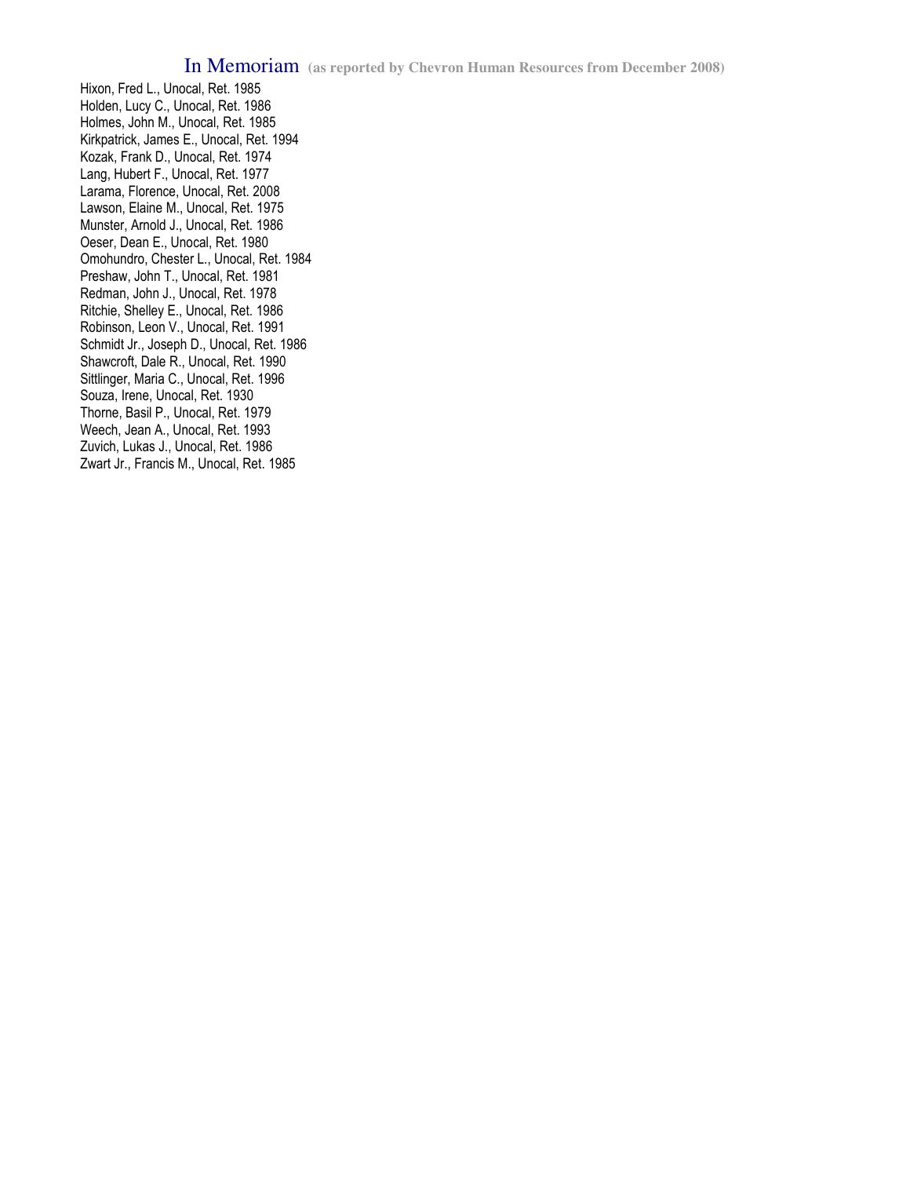## In Memoriam (as reported by Chevron Human Resources from December 2008)

Hixon, Fred L., Unocal, Ret. 1985
Holden, Lucy C., Unocal, Ret. 1986
Holmes, John M., Unocal, Ret. 1985
Kirkpatrick, James E., Unocal, Ret. 1994
Kozak, Frank D., Unocal, Ret. 1974
Lang, Hubert F., Unocal, Ret. 1977
Larama, Florence, Unocal, Ret. 2008
Lawson, Elaine M., Unocal, Ret. 1975
Munster, Arnold J., Unocal, Ret. 1986
Oeser, Dean E., Unocal, Ret. 1980
Omohundro, Chester L., Unocal, Ret. 1984
Preshaw, John T., Unocal, Ret. 1981
Redman, John J., Unocal, Ret. 1978
Ritchie, Shelley E., Unocal, Ret. 1986
Robinson, Leon V., Unocal, Ret. 1991
Schmidt Jr., Joseph D., Unocal, Ret. 1986
Shawcroft, Dale R., Unocal, Ret. 1990
Sittlinger, Maria C., Unocal, Ret. 1996
Souza, Irene, Unocal, Ret. 1930
Thorne, Basil P., Unocal, Ret. 1979
Weech, Jean A., Unocal, Ret. 1993
Zuvich, Lukas J., Unocal, Ret. 1986
Zwart Jr., Francis M., Unocal, Ret. 1985